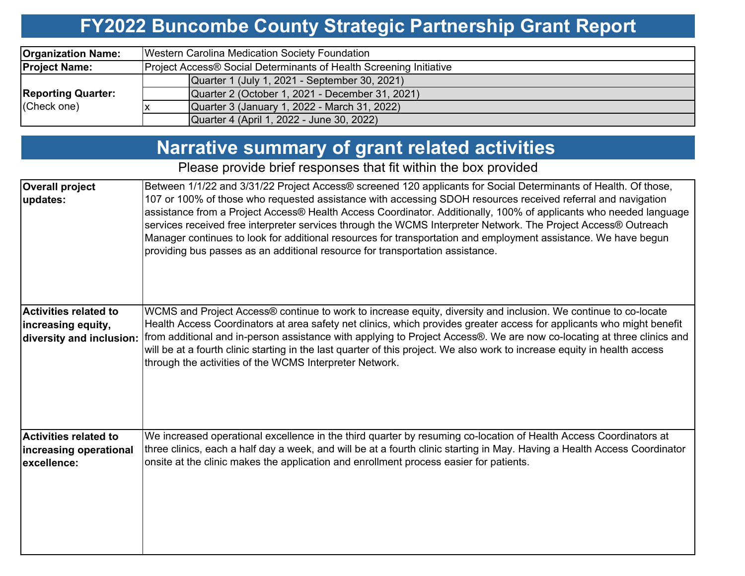# FY2022 Buncombe County Strategic Partnership Grant Report

| | | |
|---|---|---|
| **Organization Name:** | Western Carolina Medication Society Foundation | |
| **Project Name:** | Project Access® Social Determinants of Health Screening Initiative | |
| **Reporting Quarter:** (Check one) | | Quarter 1 (July 1, 2021 - September 30, 2021) |
| | | Quarter 2 (October 1, 2021 - December 31, 2021) |
| | x | Quarter 3 (January 1, 2022 - March 31, 2022) |
| | | Quarter 4 (April 1, 2022 - June 30, 2022) |

## Narrative summary of grant related activities

Please provide brief responses that fit within the box provided

| | |
|---|---|
| **Overall project updates:** | Between 1/1/22 and 3/31/22 Project Access® screened 120 applicants for Social Determinants of Health. Of those, 107 or 100% of those who requested assistance with accessing SDOH resources received referral and navigation assistance from a Project Access® Health Access Coordinator. Additionally, 100% of applicants who needed language services received free interpreter services through the WCMS Interpreter Network. The Project Access® Outreach Manager continues to look for additional resources for transportation and employment assistance. We have begun providing bus passes as an additional resource for transportation assistance. |
| **Activities related to increasing equity, diversity and inclusion:** | WCMS and Project Access® continue to work to increase equity, diversity and inclusion. We continue to co-locate Health Access Coordinators at area safety net clinics, which provides greater access for applicants who might benefit from additional and in-person assistance with applying to Project Access®. We are now co-locating at three clinics and will be at a fourth clinic starting in the last quarter of this project. We also work to increase equity in health access through the activities of the WCMS Interpreter Network. |
| **Activities related to increasing operational excellence:** | We increased operational excellence in the third quarter by resuming co-location of Health Access Coordinators at three clinics, each a half day a week, and will be at a fourth clinic starting in May. Having a Health Access Coordinator onsite at the clinic makes the application and enrollment process easier for patients. |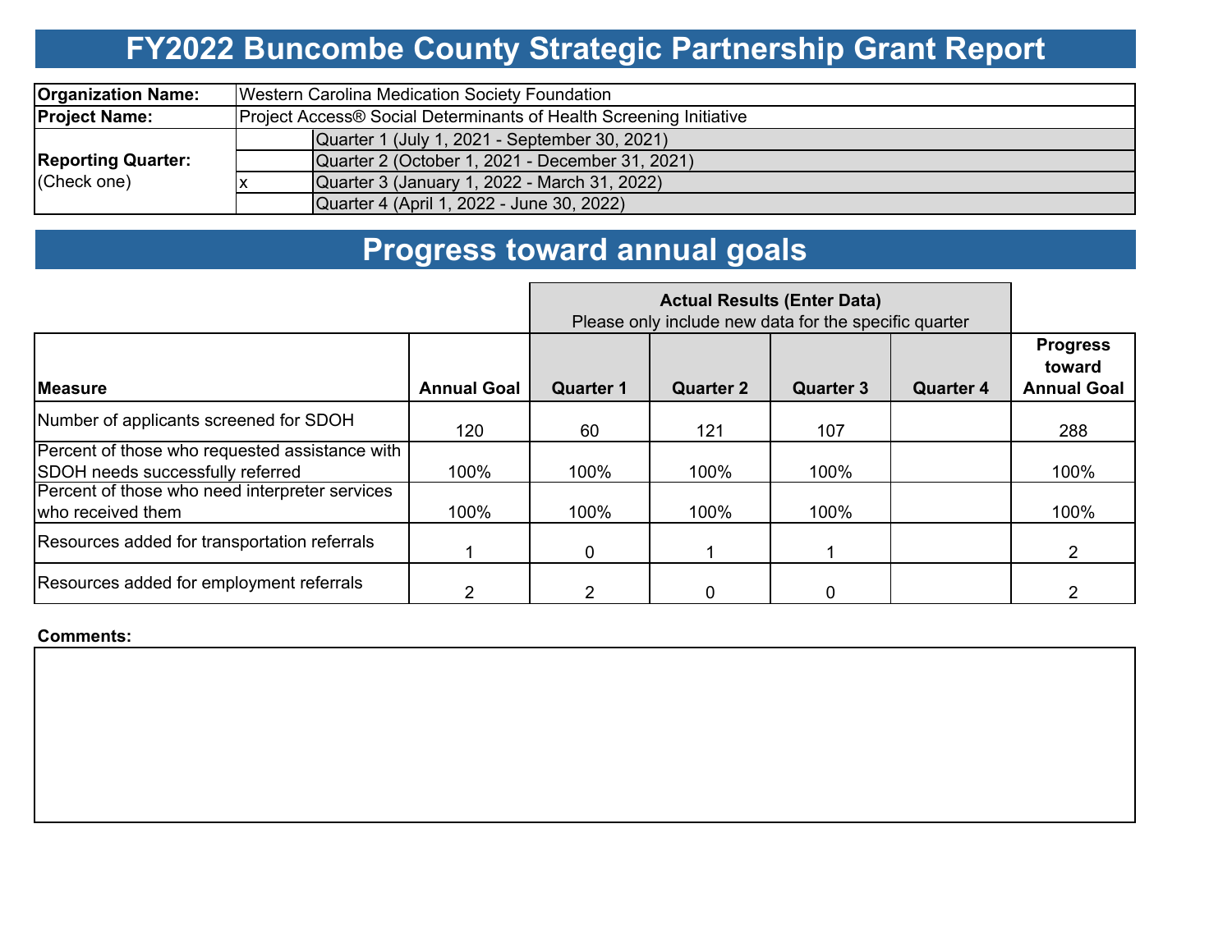# FY2022 Buncombe County Strategic Partnership Grant Report

| | | |
|---|---|---|
| **Organization Name:** | Western Carolina Medication Society Foundation | |
| **Project Name:** | Project Access® Social Determinants of Health Screening Initiative | |
| **Reporting Quarter:** (Check one) | | Quarter 1 (July 1, 2021 - September 30, 2021) |
| | | Quarter 2 (October 1, 2021 - December 31, 2021) |
| | x | Quarter 3 (January 1, 2022 - March 31, 2022) |
| | | Quarter 4 (April 1, 2022 - June 30, 2022) |

# Progress toward annual goals

| | | **Actual Results (Enter Data)** Please only include new data for the specific quarter | | | | |
|---|---|---|---|---|---|---|
| **Measure** | **Annual Goal** | **Quarter 1** | **Quarter 2** | **Quarter 3** | **Quarter 4** | **Progress toward Annual Goal** |
| Number of applicants screened for SDOH | 120 | 60 | 121 | 107 | | 288 |
| Percent of those who requested assistance with SDOH needs successfully referred | 100% | 100% | 100% | 100% | | 100% |
| Percent of those who need interpreter services who received them | 100% | 100% | 100% | 100% | | 100% |
| Resources added for transportation referrals | 1 | 0 | 1 | 1 | | 2 |
| Resources added for employment referrals | 2 | 2 | 0 | 0 | | 2 |

**Comments:**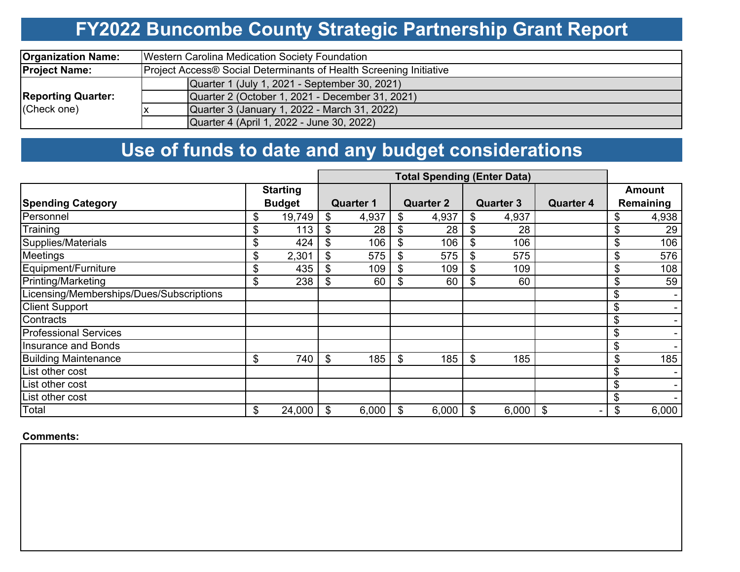# FY2022 Buncombe County Strategic Partnership Grant Report

| | | |
|---|---|---|
| **Organization Name:** | Western Carolina Medication Society Foundation | |
| **Project Name:** | Project Access® Social Determinants of Health Screening Initiative | |
| **Reporting Quarter:** (Check one) | | Quarter 1 (July 1, 2021 - September 30, 2021) |
| | | Quarter 2 (October 1, 2021 - December 31, 2021) |
| | x | Quarter 3 (January 1, 2022 - March 31, 2022) |
| | | Quarter 4 (April 1, 2022 - June 30, 2022) |

# Use of funds to date and any budget considerations

| | | Total Spending (Enter Data) | | | | |
|---|---|---|---|---|---|---|
| **Spending Category** | **Starting Budget** | **Quarter 1** | **Quarter 2** | **Quarter 3** | **Quarter 4** | **Amount Remaining** |
| Personnel | $ 19,749 | $ 4,937 | $ 4,937 | $ 4,937 | | $ 4,938 |
| Training | $ 113 | $ 28 | $ 28 | $ 28 | | $ 29 |
| Supplies/Materials | $ 424 | $ 106 | $ 106 | $ 106 | | $ 106 |
| Meetings | $ 2,301 | $ 575 | $ 575 | $ 575 | | $ 576 |
| Equipment/Furniture | $ 435 | $ 109 | $ 109 | $ 109 | | $ 108 |
| Printing/Marketing | $ 238 | $ 60 | $ 60 | $ 60 | | $ 59 |
| Licensing/Memberships/Dues/Subscriptions | | | | | | $ - |
| Client Support | | | | | | $ - |
| Contracts | | | | | | $ - |
| Professional Services | | | | | | $ - |
| Insurance and Bonds | | | | | | $ - |
| Building Maintenance | $ 740 | $ 185 | $ 185 | $ 185 | | $ 185 |
| List other cost | | | | | | $ - |
| List other cost | | | | | | $ - |
| List other cost | | | | | | $ - |
| Total | $ 24,000 | $ 6,000 | $ 6,000 | $ 6,000 | $ - | $ 6,000 |

**Comments:**